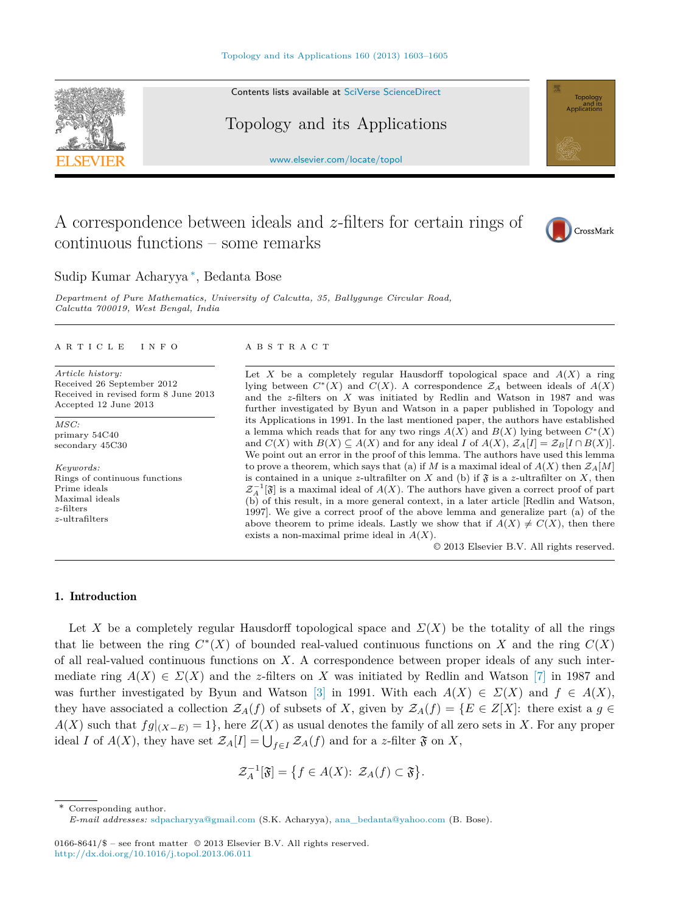# A correspondence between ideals and $z$-filters for certain rings of continuous functions – some remarks

Sudip Kumar Acharyya *, Bedanta Bose

*Department of Pure Mathematics, University of Calcutta, 35, Ballygunge Circular Road, Calcutta 700019, West Bengal, India*

## ARTICLE INFO

*Article history:*
Received 26 September 2012
Received in revised form 8 June 2013
Accepted 12 June 2013

*MSC:*
primary 54C40
secondary 45C30

*Keywords:*
Rings of continuous functions
Prime ideals
Maximal ideals
$z$-filters
$z$-ultrafilters

## ABSTRACT

Let $X$ be a completely regular Hausdorff topological space and $A(X)$ a ring lying between $C^*(X)$ and $C(X)$. A correspondence $\mathcal{Z}_A$ between ideals of $A(X)$ and the $z$-filters on $X$ was initiated by Redlin and Watson in 1987 and was further investigated by Byun and Watson in a paper published in Topology and its Applications in 1991. In the last mentioned paper, the authors have established a lemma which reads that for any two rings $A(X)$ and $B(X)$ lying between $C^*(X)$ and $C(X)$ with $B(X) \subseteq A(X)$ and for any ideal $I$ of $A(X)$, $\mathcal{Z}_A[I] = \mathcal{Z}_B[I \cap B(X)]$. We point out an error in the proof of this lemma. The authors have used this lemma to prove a theorem, which says that (a) if $M$ is a maximal ideal of $A(X)$ then $\mathcal{Z}_A[M]$ is contained in a unique $z$-ultrafilter on $X$ and (b) if $\mathfrak{F}$ is a $z$-ultrafilter on $X$, then $\mathcal{Z}_A^{-1}[\mathfrak{F}]$ is a maximal ideal of $A(X)$. The authors have given a correct proof of part (b) of this result, in a more general context, in a later article [Redlin and Watson, 1997]. We give a correct proof of the above lemma and generalize part (a) of the above theorem to prime ideals. Lastly we show that if $A(X) \neq C(X)$, then there exists a non-maximal prime ideal in $A(X)$.

© 2013 Elsevier B.V. All rights reserved.

## 1. Introduction

Let $X$ be a completely regular Hausdorff topological space and $\Sigma(X)$ be the totality of all the rings that lie between the ring $C^*(X)$ of bounded real-valued continuous functions on $X$ and the ring $C(X)$ of all real-valued continuous functions on $X$. A correspondence between proper ideals of any such intermediate ring $A(X) \in \Sigma(X)$ and the $z$-filters on $X$ was initiated by Redlin and Watson [7] in 1987 and was further investigated by Byun and Watson [3] in 1991. With each $A(X) \in \Sigma(X)$ and $f \in A(X)$, they have associated a collection $\mathcal{Z}_A(f)$ of subsets of $X$, given by $\mathcal{Z}_A(f) = \{E \in Z[X]\colon$ there exist a $g \in A(X)$ such that $fg|_{(X-E)} = 1\}$, here $Z(X)$ as usual denotes the family of all zero sets in $X$. For any proper ideal $I$ of $A(X)$, they have set $\mathcal{Z}_A[I] = \bigcup_{f \in I} \mathcal{Z}_A(f)$ and for a $z$-filter $\mathfrak{F}$ on $X$,

$$\mathcal{Z}_A^{-1}[\mathfrak{F}] = \{f \in A(X)\colon\ \mathcal{Z}_A(f) \subset \mathfrak{F}\}.$$

* Corresponding author.
*E-mail addresses:* sdpacharyya@gmail.com (S.K. Acharyya), ana_bedanta@yahoo.com (B. Bose).

0166-8641/$ – see front matter © 2013 Elsevier B.V. All rights reserved.
http://dx.doi.org/10.1016/j.topol.2013.06.011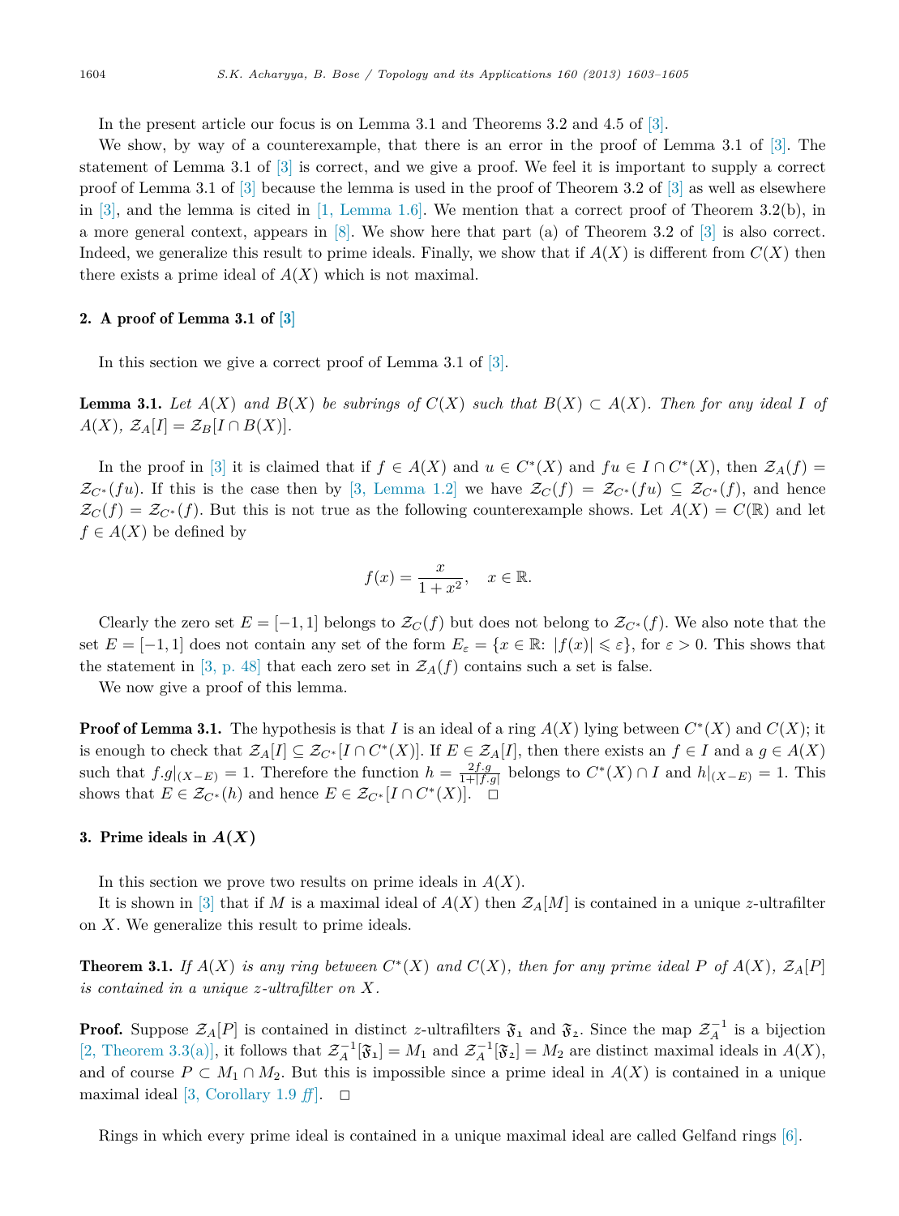In the present article our focus is on Lemma 3.1 and Theorems 3.2 and 4.5 of [3].

We show, by way of a counterexample, that there is an error in the proof of Lemma 3.1 of [3]. The statement of Lemma 3.1 of [3] is correct, and we give a proof. We feel it is important to supply a correct proof of Lemma 3.1 of [3] because the lemma is used in the proof of Theorem 3.2 of [3] as well as elsewhere in [3], and the lemma is cited in [1, Lemma 1.6]. We mention that a correct proof of Theorem 3.2(b), in a more general context, appears in [8]. We show here that part (a) of Theorem 3.2 of [3] is also correct. Indeed, we generalize this result to prime ideals. Finally, we show that if $A(X)$ is different from $C(X)$ then there exists a prime ideal of $A(X)$ which is not maximal.

## 2. A proof of Lemma 3.1 of [3]

In this section we give a correct proof of Lemma 3.1 of [3].

**Lemma 3.1.** *Let $A(X)$ and $B(X)$ be subrings of $C(X)$ such that $B(X) \subset A(X)$. Then for any ideal $I$ of $A(X)$, $\mathcal{Z}_A[I] = \mathcal{Z}_B[I \cap B(X)]$.*

In the proof in [3] it is claimed that if $f \in A(X)$ and $u \in C^*(X)$ and $fu \in I \cap C^*(X)$, then $\mathcal{Z}_A(f) = \mathcal{Z}_{C^*}(fu)$. If this is the case then by [3, Lemma 1.2] we have $\mathcal{Z}_C(f) = \mathcal{Z}_{C^*}(fu) \subseteq \mathcal{Z}_{C^*}(f)$, and hence $\mathcal{Z}_C(f) = \mathcal{Z}_{C^*}(f)$. But this is not true as the following counterexample shows. Let $A(X) = C(\mathbb{R})$ and let $f \in A(X)$ be defined by

$$f(x) = \frac{x}{1+x^2}, \quad x \in \mathbb{R}.$$

Clearly the zero set $E = [-1,1]$ belongs to $\mathcal{Z}_C(f)$ but does not belong to $\mathcal{Z}_{C^*}(f)$. We also note that the set $E = [-1,1]$ does not contain any set of the form $E_\varepsilon = \{x \in \mathbb{R}\colon |f(x)| \leqslant \varepsilon\}$, for $\varepsilon > 0$. This shows that the statement in [3, p. 48] that each zero set in $\mathcal{Z}_A(f)$ contains such a set is false.

We now give a proof of this lemma.

**Proof of Lemma 3.1.** The hypothesis is that $I$ is an ideal of a ring $A(X)$ lying between $C^*(X)$ and $C(X)$; it is enough to check that $\mathcal{Z}_A[I] \subseteq \mathcal{Z}_{C^*}[I \cap C^*(X)]$. If $E \in \mathcal{Z}_A[I]$, then there exists an $f \in I$ and a $g \in A(X)$ such that $f.g|_{(X-E)} = 1$. Therefore the function $h = \frac{2f.g}{1+|f.g|}$ belongs to $C^*(X) \cap I$ and $h|_{(X-E)} = 1$. This shows that $E \in \mathcal{Z}_{C^*}(h)$ and hence $E \in \mathcal{Z}_{C^*}[I \cap C^*(X)]$. $\square$

## 3. Prime ideals in $A(X)$

In this section we prove two results on prime ideals in $A(X)$.

It is shown in [3] that if $M$ is a maximal ideal of $A(X)$ then $\mathcal{Z}_A[M]$ is contained in a unique $z$-ultrafilter on $X$. We generalize this result to prime ideals.

**Theorem 3.1.** *If $A(X)$ is any ring between $C^*(X)$ and $C(X)$, then for any prime ideal $P$ of $A(X)$, $\mathcal{Z}_A[P]$ is contained in a unique $z$-ultrafilter on $X$.*

**Proof.** Suppose $\mathcal{Z}_A[P]$ is contained in distinct $z$-ultrafilters $\mathfrak{F}_1$ and $\mathfrak{F}_2$. Since the map $\mathcal{Z}_A^{-1}$ is a bijection [2, Theorem 3.3(a)], it follows that $\mathcal{Z}_A^{-1}[\mathfrak{F}_1] = M_1$ and $\mathcal{Z}_A^{-1}[\mathfrak{F}_2] = M_2$ are distinct maximal ideals in $A(X)$, and of course $P \subset M_1 \cap M_2$. But this is impossible since a prime ideal in $A(X)$ is contained in a unique maximal ideal [3, Corollary 1.9 *ff*]. $\square$

Rings in which every prime ideal is contained in a unique maximal ideal are called Gelfand rings [6].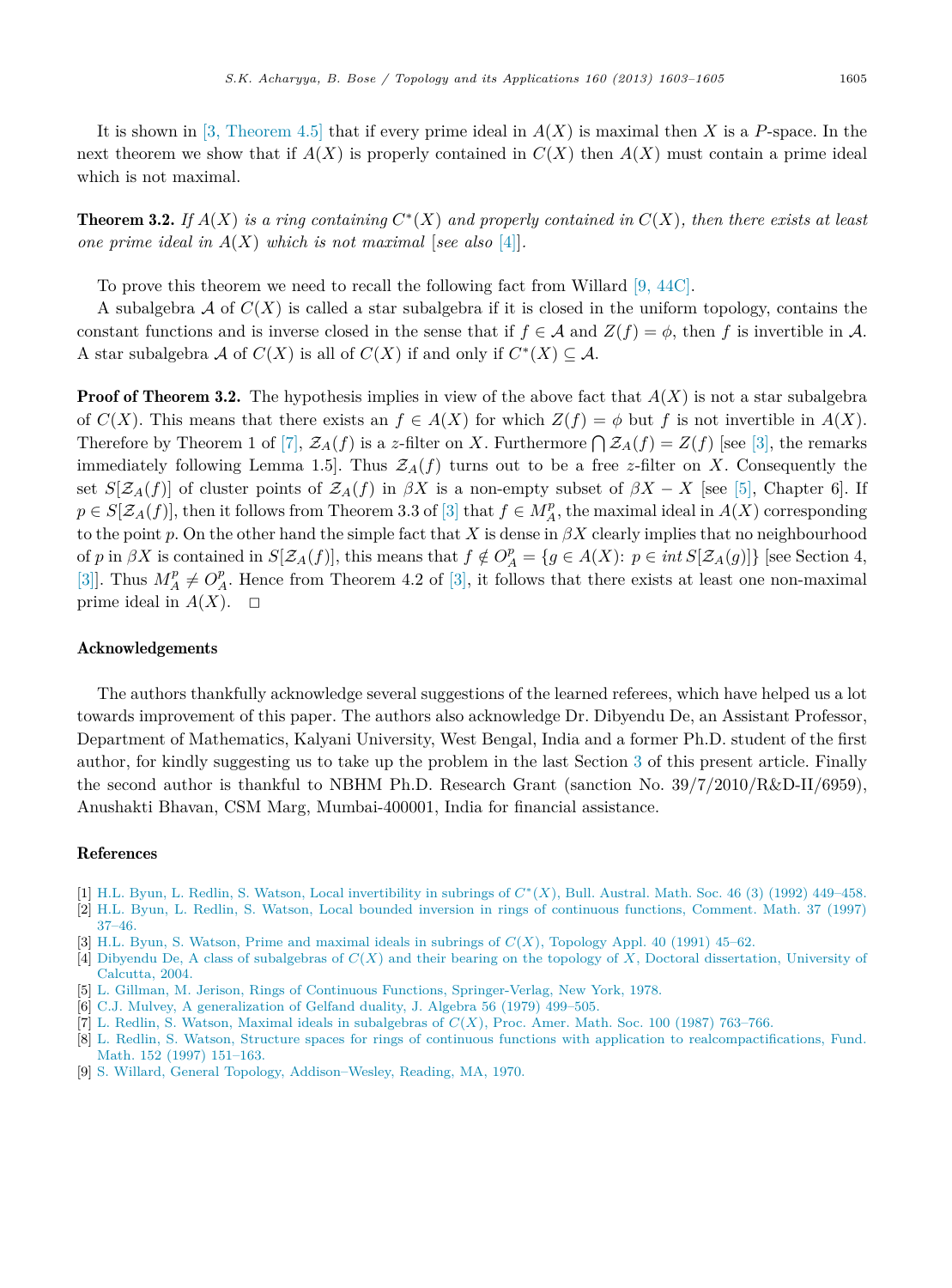It is shown in [3, Theorem 4.5] that if every prime ideal in $A(X)$ is maximal then $X$ is a $P$-space. In the next theorem we show that if $A(X)$ is properly contained in $C(X)$ then $A(X)$ must contain a prime ideal which is not maximal.

**Theorem 3.2.** *If $A(X)$ is a ring containing $C^*(X)$ and properly contained in $C(X)$, then there exists at least one prime ideal in $A(X)$ which is not maximal* [*see also* [4]].

To prove this theorem we need to recall the following fact from Willard [9, 44C].

A subalgebra $\mathcal{A}$ of $C(X)$ is called a star subalgebra if it is closed in the uniform topology, contains the constant functions and is inverse closed in the sense that if $f \in \mathcal{A}$ and $Z(f) = \phi$, then $f$ is invertible in $\mathcal{A}$. A star subalgebra $\mathcal{A}$ of $C(X)$ is all of $C(X)$ if and only if $C^*(X) \subseteq \mathcal{A}$.

**Proof of Theorem 3.2.** The hypothesis implies in view of the above fact that $A(X)$ is not a star subalgebra of $C(X)$. This means that there exists an $f \in A(X)$ for which $Z(f) = \phi$ but $f$ is not invertible in $A(X)$. Therefore by Theorem 1 of [7], $\mathcal{Z}_A(f)$ is a $z$-filter on $X$. Furthermore $\bigcap \mathcal{Z}_A(f) = Z(f)$ [see [3], the remarks immediately following Lemma 1.5]. Thus $\mathcal{Z}_A(f)$ turns out to be a free $z$-filter on $X$. Consequently the set $S[\mathcal{Z}_A(f)]$ of cluster points of $\mathcal{Z}_A(f)$ in $\beta X$ is a non-empty subset of $\beta X - X$ [see [5], Chapter 6]. If $p \in S[\mathcal{Z}_A(f)]$, then it follows from Theorem 3.3 of [3] that $f \in M_A^p$, the maximal ideal in $A(X)$ corresponding to the point $p$. On the other hand the simple fact that $X$ is dense in $\beta X$ clearly implies that no neighbourhood of $p$ in $\beta X$ is contained in $S[\mathcal{Z}_A(f)]$, this means that $f \notin O_A^p = \{g \in A(X)\colon p \in int\, S[\mathcal{Z}_A(g)]\}$ [see Section 4, [3]]. Thus $M_A^p \neq O_A^p$. Hence from Theorem 4.2 of [3], it follows that there exists at least one non-maximal prime ideal in $A(X)$. □

## Acknowledgements

The authors thankfully acknowledge several suggestions of the learned referees, which have helped us a lot towards improvement of this paper. The authors also acknowledge Dr. Dibyendu De, an Assistant Professor, Department of Mathematics, Kalyani University, West Bengal, India and a former Ph.D. student of the first author, for kindly suggesting us to take up the problem in the last Section 3 of this present article. Finally the second author is thankful to NBHM Ph.D. Research Grant (sanction No. 39/7/2010/R&D-II/6959), Anushakti Bhavan, CSM Marg, Mumbai-400001, India for financial assistance.

## References

[1] H.L. Byun, L. Redlin, S. Watson, Local invertibility in subrings of $C^*(X)$, Bull. Austral. Math. Soc. 46 (3) (1992) 449–458.

[2] H.L. Byun, L. Redlin, S. Watson, Local bounded inversion in rings of continuous functions, Comment. Math. 37 (1997) 37–46.

[3] H.L. Byun, S. Watson, Prime and maximal ideals in subrings of $C(X)$, Topology Appl. 40 (1991) 45–62.

[4] Dibyendu De, A class of subalgebras of $C(X)$ and their bearing on the topology of $X$, Doctoral dissertation, University of Calcutta, 2004.

[5] L. Gillman, M. Jerison, Rings of Continuous Functions, Springer-Verlag, New York, 1978.

[6] C.J. Mulvey, A generalization of Gelfand duality, J. Algebra 56 (1979) 499–505.

[7] L. Redlin, S. Watson, Maximal ideals in subalgebras of $C(X)$, Proc. Amer. Math. Soc. 100 (1987) 763–766.

[8] L. Redlin, S. Watson, Structure spaces for rings of continuous functions with application to realcompactifications, Fund. Math. 152 (1997) 151–163.

[9] S. Willard, General Topology, Addison–Wesley, Reading, MA, 1970.